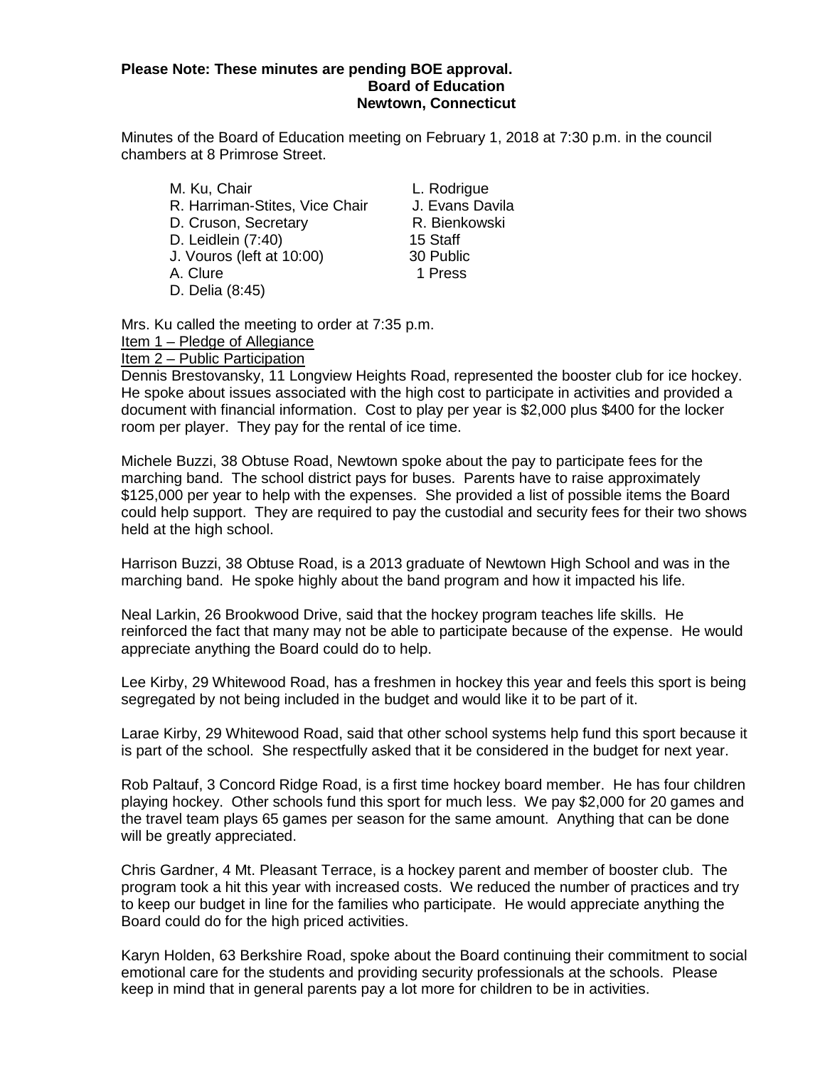**Please Note: These minutes are pending BOE approval.**

**Board of Education**
**Newtown, Connecticut**

Minutes of the Board of Education meeting on February 1, 2018 at 7:30 p.m. in the council chambers at 8 Primrose Street.

| | |
|---|---|
| M. Ku, Chair | L. Rodrigue |
| R. Harriman-Stites, Vice Chair | J. Evans Davila |
| D. Cruson, Secretary | R. Bienkowski |
| D. Leidlein (7:40) | 15 Staff |
| J. Vouros (left at 10:00) | 30 Public |
| A. Clure | 1 Press |
| D. Delia (8:45) | |

Mrs. Ku called the meeting to order at 7:35 p.m.

Item 1 – Pledge of Allegiance

Item 2 – Public Participation

Dennis Brestovansky, 11 Longview Heights Road, represented the booster club for ice hockey. He spoke about issues associated with the high cost to participate in activities and provided a document with financial information. Cost to play per year is $2,000 plus $400 for the locker room per player. They pay for the rental of ice time.

Michele Buzzi, 38 Obtuse Road, Newtown spoke about the pay to participate fees for the marching band. The school district pays for buses. Parents have to raise approximately $125,000 per year to help with the expenses. She provided a list of possible items the Board could help support. They are required to pay the custodial and security fees for their two shows held at the high school.

Harrison Buzzi, 38 Obtuse Road, is a 2013 graduate of Newtown High School and was in the marching band. He spoke highly about the band program and how it impacted his life.

Neal Larkin, 26 Brookwood Drive, said that the hockey program teaches life skills. He reinforced the fact that many may not be able to participate because of the expense. He would appreciate anything the Board could do to help.

Lee Kirby, 29 Whitewood Road, has a freshmen in hockey this year and feels this sport is being segregated by not being included in the budget and would like it to be part of it.

Larae Kirby, 29 Whitewood Road, said that other school systems help fund this sport because it is part of the school. She respectfully asked that it be considered in the budget for next year.

Rob Paltauf, 3 Concord Ridge Road, is a first time hockey board member. He has four children playing hockey. Other schools fund this sport for much less. We pay $2,000 for 20 games and the travel team plays 65 games per season for the same amount. Anything that can be done will be greatly appreciated.

Chris Gardner, 4 Mt. Pleasant Terrace, is a hockey parent and member of booster club. The program took a hit this year with increased costs. We reduced the number of practices and try to keep our budget in line for the families who participate. He would appreciate anything the Board could do for the high priced activities.

Karyn Holden, 63 Berkshire Road, spoke about the Board continuing their commitment to social emotional care for the students and providing security professionals at the schools. Please keep in mind that in general parents pay a lot more for children to be in activities.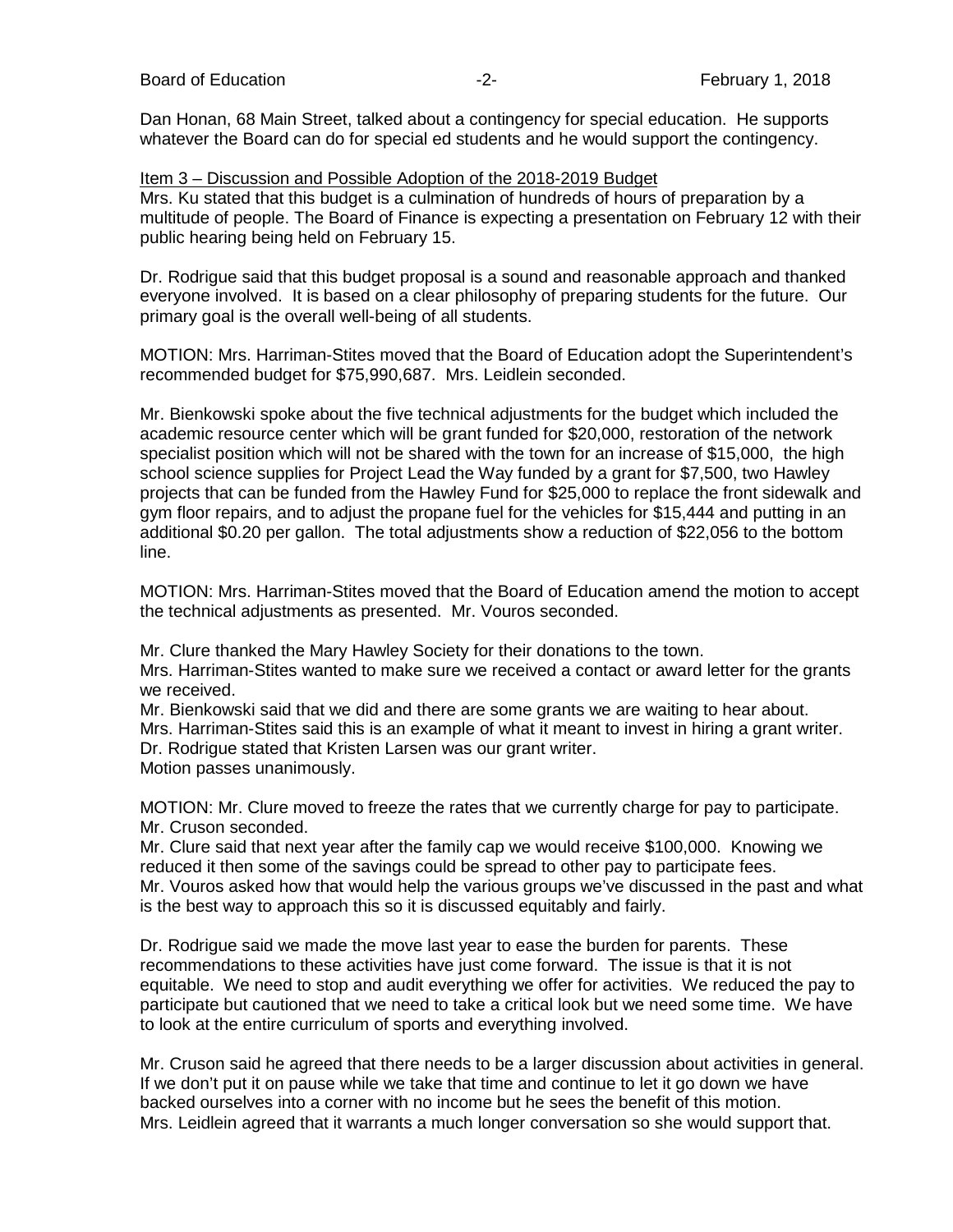Dan Honan, 68 Main Street, talked about a contingency for special education. He supports whatever the Board can do for special ed students and he would support the contingency.

Item 3 – Discussion and Possible Adoption of the 2018-2019 Budget

Mrs. Ku stated that this budget is a culmination of hundreds of hours of preparation by a multitude of people. The Board of Finance is expecting a presentation on February 12 with their public hearing being held on February 15.

Dr. Rodrigue said that this budget proposal is a sound and reasonable approach and thanked everyone involved. It is based on a clear philosophy of preparing students for the future. Our primary goal is the overall well-being of all students.

MOTION: Mrs. Harriman-Stites moved that the Board of Education adopt the Superintendent's recommended budget for $75,990,687. Mrs. Leidlein seconded.

Mr. Bienkowski spoke about the five technical adjustments for the budget which included the academic resource center which will be grant funded for $20,000, restoration of the network specialist position which will not be shared with the town for an increase of $15,000, the high school science supplies for Project Lead the Way funded by a grant for $7,500, two Hawley projects that can be funded from the Hawley Fund for $25,000 to replace the front sidewalk and gym floor repairs, and to adjust the propane fuel for the vehicles for $15,444 and putting in an additional $0.20 per gallon. The total adjustments show a reduction of $22,056 to the bottom line.

MOTION: Mrs. Harriman-Stites moved that the Board of Education amend the motion to accept the technical adjustments as presented. Mr. Vouros seconded.

Mr. Clure thanked the Mary Hawley Society for their donations to the town.
Mrs. Harriman-Stites wanted to make sure we received a contact or award letter for the grants we received.
Mr. Bienkowski said that we did and there are some grants we are waiting to hear about.
Mrs. Harriman-Stites said this is an example of what it meant to invest in hiring a grant writer.
Dr. Rodrigue stated that Kristen Larsen was our grant writer.
Motion passes unanimously.

MOTION: Mr. Clure moved to freeze the rates that we currently charge for pay to participate. Mr. Cruson seconded.
Mr. Clure said that next year after the family cap we would receive $100,000. Knowing we reduced it then some of the savings could be spread to other pay to participate fees.
Mr. Vouros asked how that would help the various groups we've discussed in the past and what is the best way to approach this so it is discussed equitably and fairly.

Dr. Rodrigue said we made the move last year to ease the burden for parents. These recommendations to these activities have just come forward. The issue is that it is not equitable. We need to stop and audit everything we offer for activities. We reduced the pay to participate but cautioned that we need to take a critical look but we need some time. We have to look at the entire curriculum of sports and everything involved.

Mr. Cruson said he agreed that there needs to be a larger discussion about activities in general. If we don't put it on pause while we take that time and continue to let it go down we have backed ourselves into a corner with no income but he sees the benefit of this motion.
Mrs. Leidlein agreed that it warrants a much longer conversation so she would support that.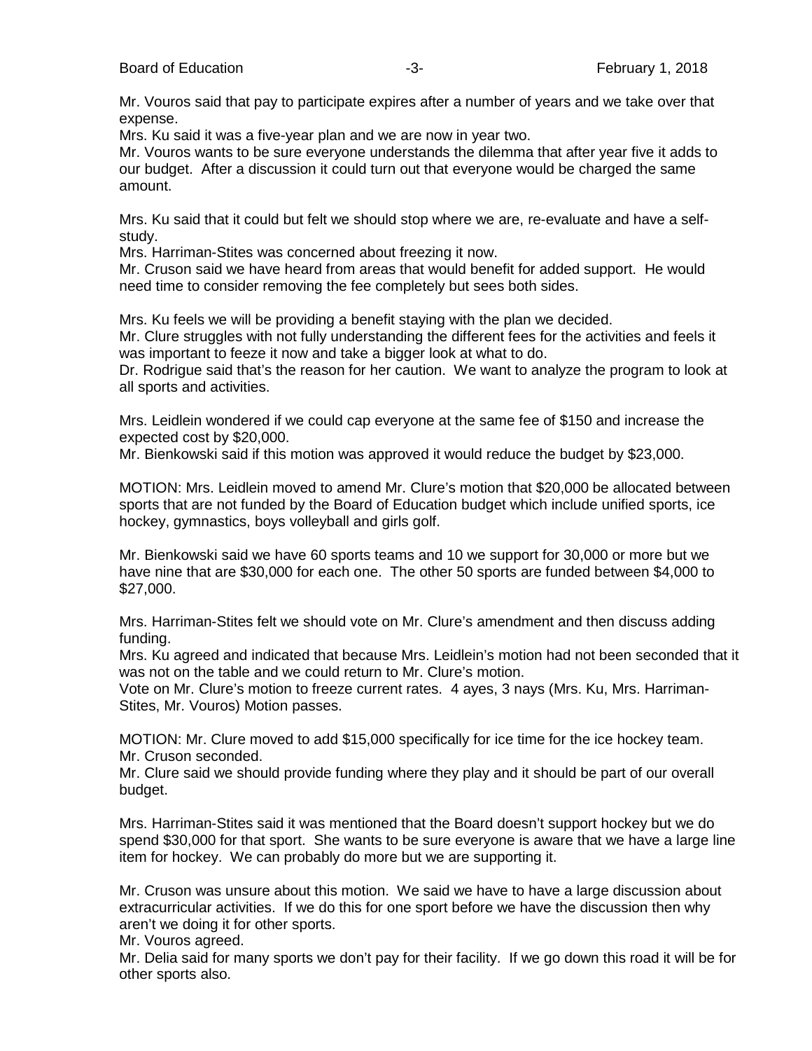Mr. Vouros said that pay to participate expires after a number of years and we take over that expense.
Mrs. Ku said it was a five-year plan and we are now in year two.
Mr. Vouros wants to be sure everyone understands the dilemma that after year five it adds to our budget. After a discussion it could turn out that everyone would be charged the same amount.

Mrs. Ku said that it could but felt we should stop where we are, re-evaluate and have a self-study.
Mrs. Harriman-Stites was concerned about freezing it now.
Mr. Cruson said we have heard from areas that would benefit for added support. He would need time to consider removing the fee completely but sees both sides.

Mrs. Ku feels we will be providing a benefit staying with the plan we decided.
Mr. Clure struggles with not fully understanding the different fees for the activities and feels it was important to feeze it now and take a bigger look at what to do.
Dr. Rodrigue said that's the reason for her caution. We want to analyze the program to look at all sports and activities.

Mrs. Leidlein wondered if we could cap everyone at the same fee of $150 and increase the expected cost by $20,000.
Mr. Bienkowski said if this motion was approved it would reduce the budget by $23,000.

MOTION: Mrs. Leidlein moved to amend Mr. Clure's motion that $20,000 be allocated between sports that are not funded by the Board of Education budget which include unified sports, ice hockey, gymnastics, boys volleyball and girls golf.

Mr. Bienkowski said we have 60 sports teams and 10 we support for 30,000 or more but we have nine that are $30,000 for each one. The other 50 sports are funded between $4,000 to $27,000.

Mrs. Harriman-Stites felt we should vote on Mr. Clure's amendment and then discuss adding funding.
Mrs. Ku agreed and indicated that because Mrs. Leidlein's motion had not been seconded that it was not on the table and we could return to Mr. Clure's motion.
Vote on Mr. Clure's motion to freeze current rates. 4 ayes, 3 nays (Mrs. Ku, Mrs. Harriman-Stites, Mr. Vouros) Motion passes.

MOTION: Mr. Clure moved to add $15,000 specifically for ice time for the ice hockey team.
Mr. Cruson seconded.
Mr. Clure said we should provide funding where they play and it should be part of our overall budget.

Mrs. Harriman-Stites said it was mentioned that the Board doesn't support hockey but we do spend $30,000 for that sport. She wants to be sure everyone is aware that we have a large line item for hockey. We can probably do more but we are supporting it.

Mr. Cruson was unsure about this motion. We said we have to have a large discussion about extracurricular activities. If we do this for one sport before we have the discussion then why aren't we doing it for other sports.
Mr. Vouros agreed.
Mr. Delia said for many sports we don't pay for their facility. If we go down this road it will be for other sports also.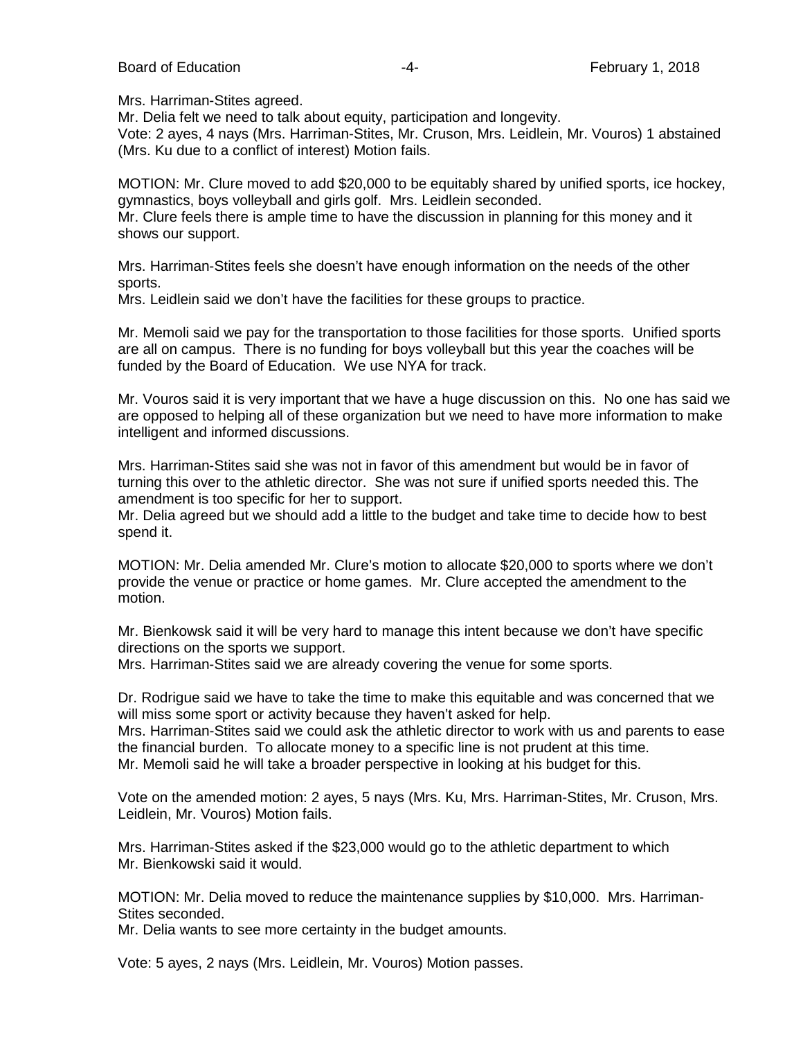Mrs. Harriman-Stites agreed.
Mr. Delia felt we need to talk about equity, participation and longevity.
Vote: 2 ayes, 4 nays (Mrs. Harriman-Stites, Mr. Cruson, Mrs. Leidlein, Mr. Vouros) 1 abstained (Mrs. Ku due to a conflict of interest) Motion fails.

MOTION: Mr. Clure moved to add $20,000 to be equitably shared by unified sports, ice hockey, gymnastics, boys volleyball and girls golf. Mrs. Leidlein seconded.
Mr. Clure feels there is ample time to have the discussion in planning for this money and it shows our support.

Mrs. Harriman-Stites feels she doesn't have enough information on the needs of the other sports.
Mrs. Leidlein said we don't have the facilities for these groups to practice.

Mr. Memoli said we pay for the transportation to those facilities for those sports. Unified sports are all on campus. There is no funding for boys volleyball but this year the coaches will be funded by the Board of Education. We use NYA for track.

Mr. Vouros said it is very important that we have a huge discussion on this. No one has said we are opposed to helping all of these organization but we need to have more information to make intelligent and informed discussions.

Mrs. Harriman-Stites said she was not in favor of this amendment but would be in favor of turning this over to the athletic director. She was not sure if unified sports needed this. The amendment is too specific for her to support.
Mr. Delia agreed but we should add a little to the budget and take time to decide how to best spend it.

MOTION: Mr. Delia amended Mr. Clure's motion to allocate $20,000 to sports where we don't provide the venue or practice or home games. Mr. Clure accepted the amendment to the motion.

Mr. Bienkowsk said it will be very hard to manage this intent because we don't have specific directions on the sports we support.
Mrs. Harriman-Stites said we are already covering the venue for some sports.

Dr. Rodrigue said we have to take the time to make this equitable and was concerned that we will miss some sport or activity because they haven't asked for help.
Mrs. Harriman-Stites said we could ask the athletic director to work with us and parents to ease the financial burden. To allocate money to a specific line is not prudent at this time.
Mr. Memoli said he will take a broader perspective in looking at his budget for this.

Vote on the amended motion: 2 ayes, 5 nays (Mrs. Ku, Mrs. Harriman-Stites, Mr. Cruson, Mrs. Leidlein, Mr. Vouros) Motion fails.

Mrs. Harriman-Stites asked if the $23,000 would go to the athletic department to which Mr. Bienkowski said it would.

MOTION: Mr. Delia moved to reduce the maintenance supplies by $10,000. Mrs. Harriman-Stites seconded.
Mr. Delia wants to see more certainty in the budget amounts.

Vote: 5 ayes, 2 nays (Mrs. Leidlein, Mr. Vouros) Motion passes.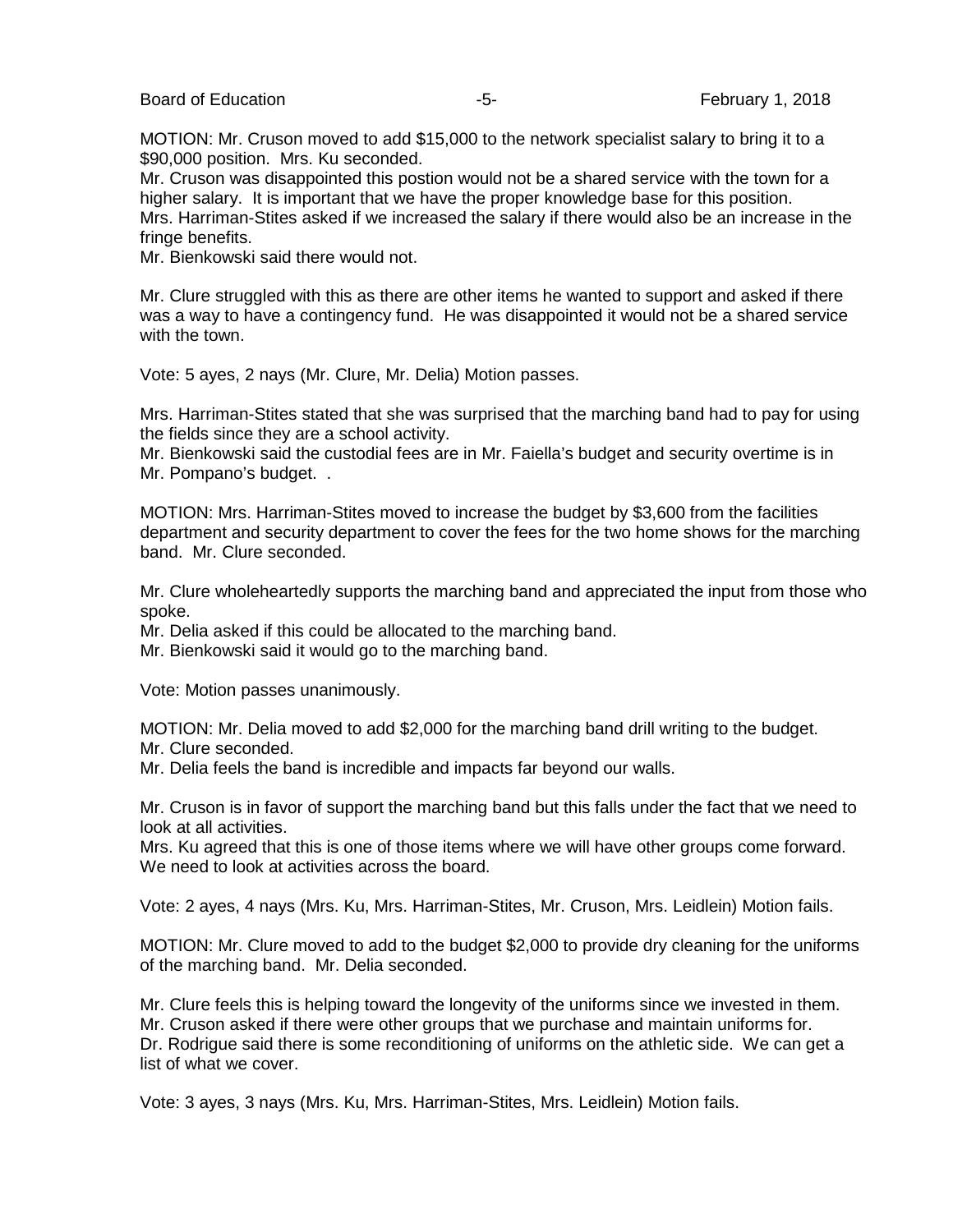MOTION: Mr. Cruson moved to add $15,000 to the network specialist salary to bring it to a $90,000 position. Mrs. Ku seconded.
Mr. Cruson was disappointed this postion would not be a shared service with the town for a higher salary. It is important that we have the proper knowledge base for this position.
Mrs. Harriman-Stites asked if we increased the salary if there would also be an increase in the fringe benefits.
Mr. Bienkowski said there would not.

Mr. Clure struggled with this as there are other items he wanted to support and asked if there was a way to have a contingency fund. He was disappointed it would not be a shared service with the town.

Vote: 5 ayes, 2 nays (Mr. Clure, Mr. Delia) Motion passes.

Mrs. Harriman-Stites stated that she was surprised that the marching band had to pay for using the fields since they are a school activity.
Mr. Bienkowski said the custodial fees are in Mr. Faiella's budget and security overtime is in Mr. Pompano's budget. .

MOTION: Mrs. Harriman-Stites moved to increase the budget by $3,600 from the facilities department and security department to cover the fees for the two home shows for the marching band. Mr. Clure seconded.

Mr. Clure wholeheartedly supports the marching band and appreciated the input from those who spoke.
Mr. Delia asked if this could be allocated to the marching band.
Mr. Bienkowski said it would go to the marching band.

Vote: Motion passes unanimously.

MOTION: Mr. Delia moved to add $2,000 for the marching band drill writing to the budget. Mr. Clure seconded.
Mr. Delia feels the band is incredible and impacts far beyond our walls.

Mr. Cruson is in favor of support the marching band but this falls under the fact that we need to look at all activities.
Mrs. Ku agreed that this is one of those items where we will have other groups come forward. We need to look at activities across the board.

Vote: 2 ayes, 4 nays (Mrs. Ku, Mrs. Harriman-Stites, Mr. Cruson, Mrs. Leidlein) Motion fails.

MOTION: Mr. Clure moved to add to the budget $2,000 to provide dry cleaning for the uniforms of the marching band. Mr. Delia seconded.

Mr. Clure feels this is helping toward the longevity of the uniforms since we invested in them.
Mr. Cruson asked if there were other groups that we purchase and maintain uniforms for.
Dr. Rodrigue said there is some reconditioning of uniforms on the athletic side. We can get a list of what we cover.

Vote: 3 ayes, 3 nays (Mrs. Ku, Mrs. Harriman-Stites, Mrs. Leidlein) Motion fails.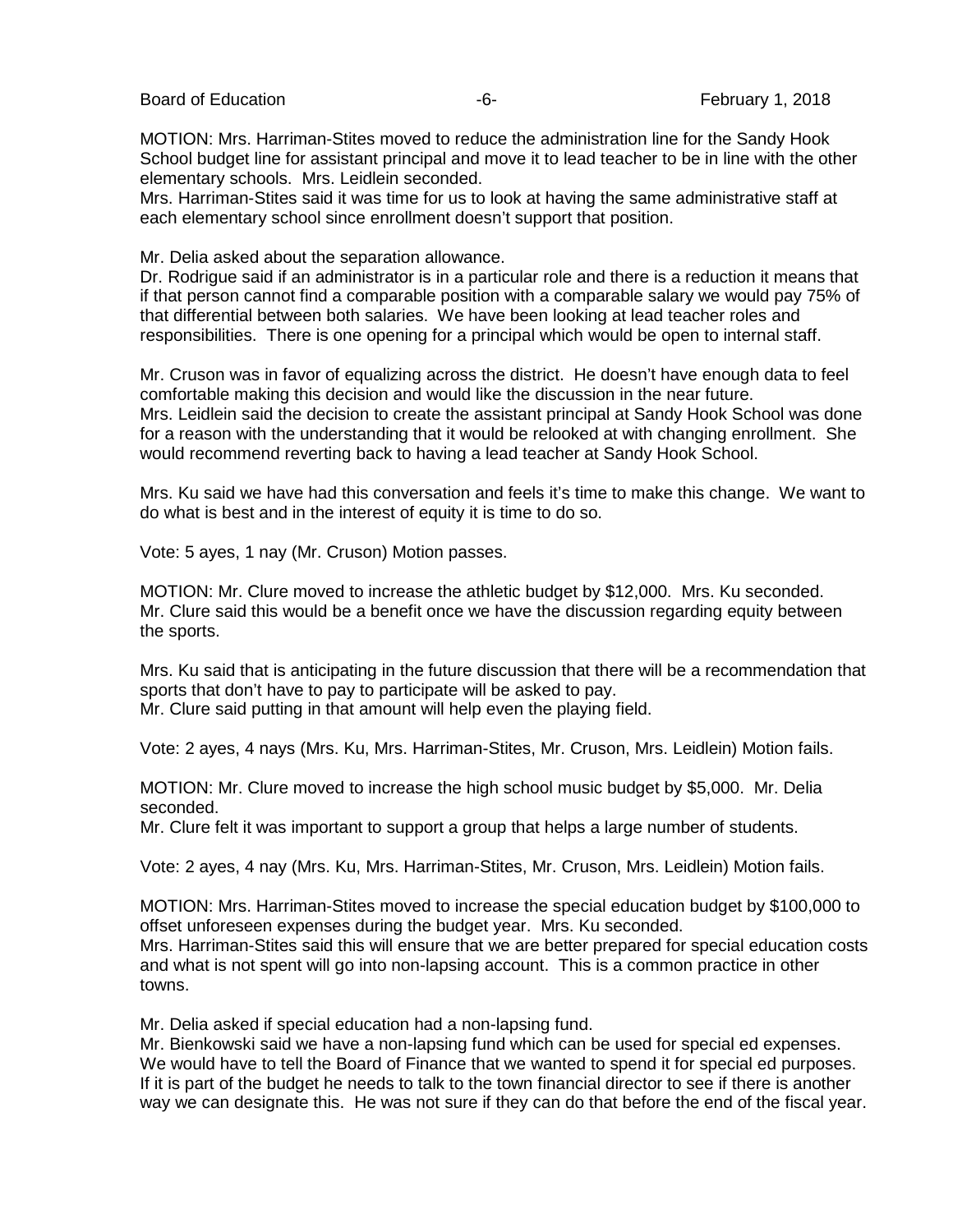MOTION: Mrs. Harriman-Stites moved to reduce the administration line for the Sandy Hook School budget line for assistant principal and move it to lead teacher to be in line with the other elementary schools. Mrs. Leidlein seconded.
Mrs. Harriman-Stites said it was time for us to look at having the same administrative staff at each elementary school since enrollment doesn't support that position.

Mr. Delia asked about the separation allowance.
Dr. Rodrigue said if an administrator is in a particular role and there is a reduction it means that if that person cannot find a comparable position with a comparable salary we would pay 75% of that differential between both salaries. We have been looking at lead teacher roles and responsibilities. There is one opening for a principal which would be open to internal staff.

Mr. Cruson was in favor of equalizing across the district. He doesn't have enough data to feel comfortable making this decision and would like the discussion in the near future.
Mrs. Leidlein said the decision to create the assistant principal at Sandy Hook School was done for a reason with the understanding that it would be relooked at with changing enrollment. She would recommend reverting back to having a lead teacher at Sandy Hook School.

Mrs. Ku said we have had this conversation and feels it's time to make this change. We want to do what is best and in the interest of equity it is time to do so.

Vote: 5 ayes, 1 nay (Mr. Cruson) Motion passes.

MOTION: Mr. Clure moved to increase the athletic budget by $12,000. Mrs. Ku seconded.
Mr. Clure said this would be a benefit once we have the discussion regarding equity between the sports.

Mrs. Ku said that is anticipating in the future discussion that there will be a recommendation that sports that don't have to pay to participate will be asked to pay.
Mr. Clure said putting in that amount will help even the playing field.

Vote: 2 ayes, 4 nays (Mrs. Ku, Mrs. Harriman-Stites, Mr. Cruson, Mrs. Leidlein) Motion fails.

MOTION: Mr. Clure moved to increase the high school music budget by $5,000. Mr. Delia seconded.
Mr. Clure felt it was important to support a group that helps a large number of students.

Vote: 2 ayes, 4 nay (Mrs. Ku, Mrs. Harriman-Stites, Mr. Cruson, Mrs. Leidlein) Motion fails.

MOTION: Mrs. Harriman-Stites moved to increase the special education budget by $100,000 to offset unforeseen expenses during the budget year. Mrs. Ku seconded.
Mrs. Harriman-Stites said this will ensure that we are better prepared for special education costs and what is not spent will go into non-lapsing account. This is a common practice in other towns.

Mr. Delia asked if special education had a non-lapsing fund.
Mr. Bienkowski said we have a non-lapsing fund which can be used for special ed expenses. We would have to tell the Board of Finance that we wanted to spend it for special ed purposes. If it is part of the budget he needs to talk to the town financial director to see if there is another way we can designate this. He was not sure if they can do that before the end of the fiscal year.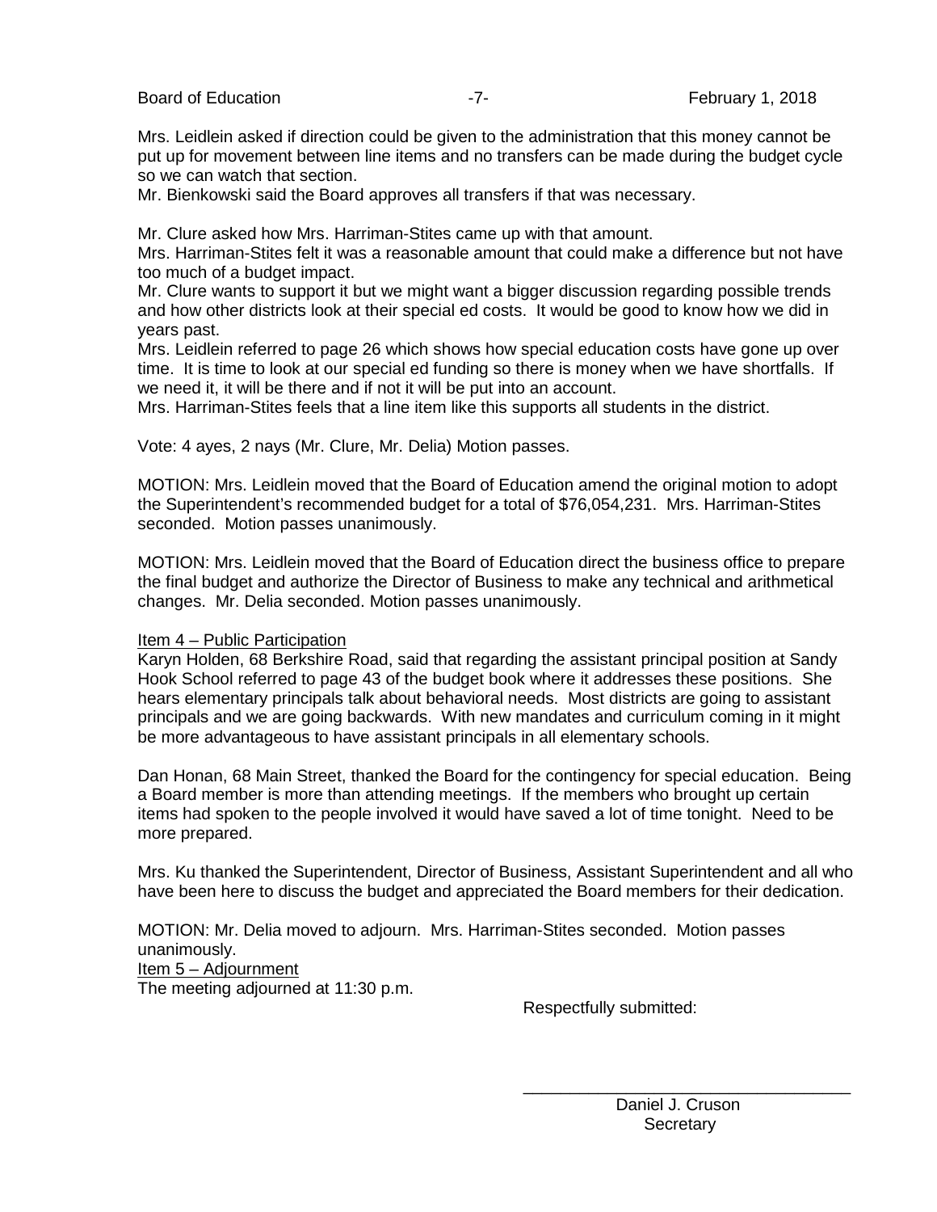Mrs. Leidlein asked if direction could be given to the administration that this money cannot be put up for movement between line items and no transfers can be made during the budget cycle so we can watch that section.
Mr. Bienkowski said the Board approves all transfers if that was necessary.

Mr. Clure asked how Mrs. Harriman-Stites came up with that amount.
Mrs. Harriman-Stites felt it was a reasonable amount that could make a difference but not have too much of a budget impact.
Mr. Clure wants to support it but we might want a bigger discussion regarding possible trends and how other districts look at their special ed costs. It would be good to know how we did in years past.
Mrs. Leidlein referred to page 26 which shows how special education costs have gone up over time. It is time to look at our special ed funding so there is money when we have shortfalls. If we need it, it will be there and if not it will be put into an account.
Mrs. Harriman-Stites feels that a line item like this supports all students in the district.

Vote: 4 ayes, 2 nays (Mr. Clure, Mr. Delia) Motion passes.

MOTION: Mrs. Leidlein moved that the Board of Education amend the original motion to adopt the Superintendent's recommended budget for a total of $76,054,231. Mrs. Harriman-Stites seconded. Motion passes unanimously.

MOTION: Mrs. Leidlein moved that the Board of Education direct the business office to prepare the final budget and authorize the Director of Business to make any technical and arithmetical changes. Mr. Delia seconded. Motion passes unanimously.

<u>Item 4 – Public Participation</u>
Karyn Holden, 68 Berkshire Road, said that regarding the assistant principal position at Sandy Hook School referred to page 43 of the budget book where it addresses these positions. She hears elementary principals talk about behavioral needs. Most districts are going to assistant principals and we are going backwards. With new mandates and curriculum coming in it might be more advantageous to have assistant principals in all elementary schools.

Dan Honan, 68 Main Street, thanked the Board for the contingency for special education. Being a Board member is more than attending meetings. If the members who brought up certain items had spoken to the people involved it would have saved a lot of time tonight. Need to be more prepared.

Mrs. Ku thanked the Superintendent, Director of Business, Assistant Superintendent and all who have been here to discuss the budget and appreciated the Board members for their dedication.

MOTION: Mr. Delia moved to adjourn. Mrs. Harriman-Stites seconded. Motion passes unanimously.
<u>Item 5 – Adjournment</u>
The meeting adjourned at 11:30 p.m.

Respectfully submitted:

\_\_\_\_\_\_\_\_\_\_\_\_\_\_\_\_\_\_\_\_\_\_\_\_\_\_\_\_\_\_\_\_\_\_\_\_

Daniel J. Cruson
Secretary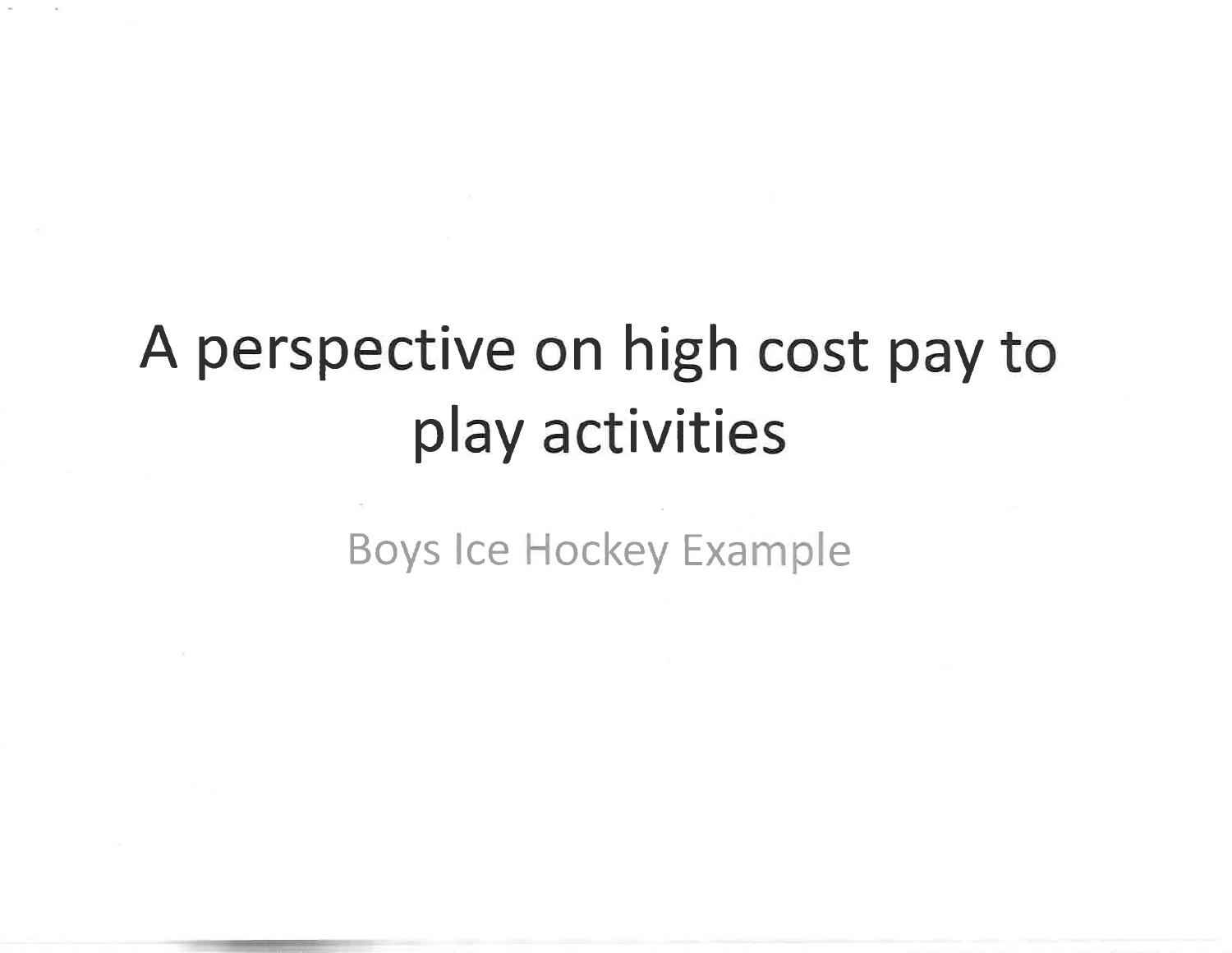# A perspective on high cost pay to play activities

Boys Ice Hockey Example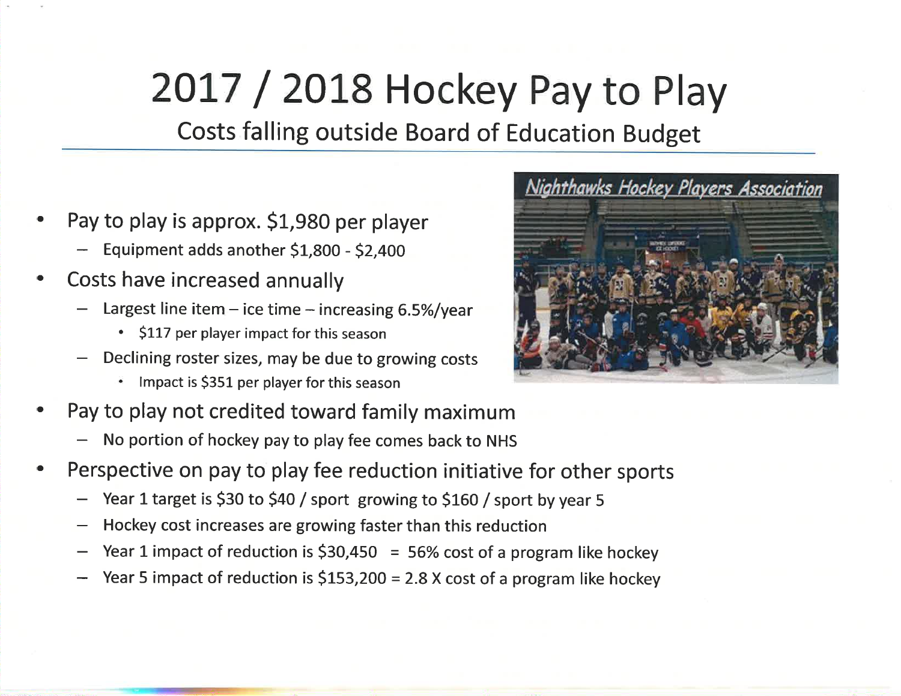# 2017 / 2018 Hockey Pay to Play

## Costs falling outside Board of Education Budget

- Pay to play is approx. $1,980 per player
  - Equipment adds another $1,800 - $2,400
- Costs have increased annually
  - Largest line item – ice time – increasing 6.5%/year
    - $117 per player impact for this season
  - Declining roster sizes, may be due to growing costs
    - Impact is $351 per player for this season
- Pay to play not credited toward family maximum
  - No portion of hockey pay to play fee comes back to NHS
- Perspective on pay to play fee reduction initiative for other sports
  - Year 1 target is $30 to $40 / sport growing to $160 / sport by year 5
  - Hockey cost increases are growing faster than this reduction
  - Year 1 impact of reduction is $30,450 = 56% cost of a program like hockey
  - Year 5 impact of reduction is $153,200 = 2.8 X cost of a program like hockey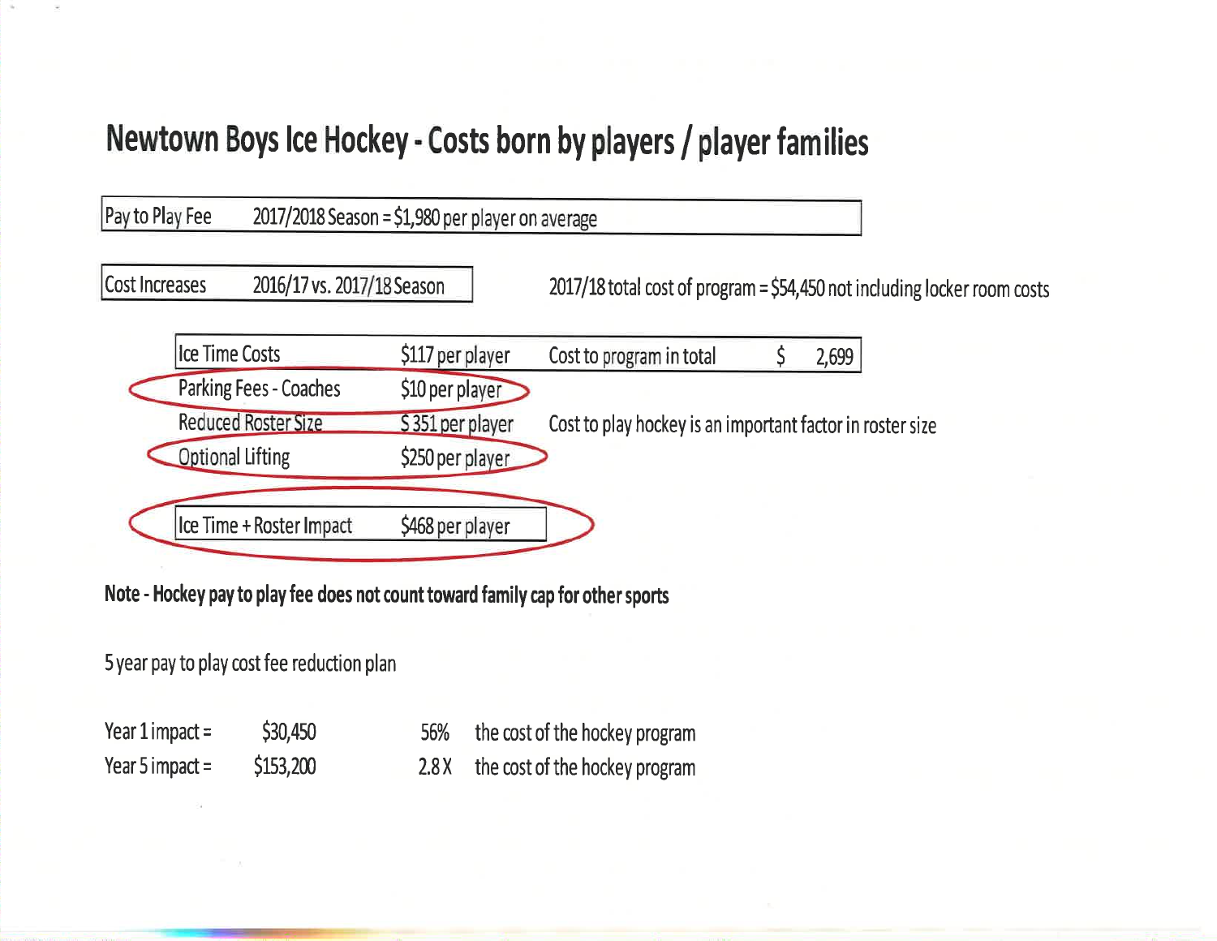# Newtown Boys Ice Hockey - Costs born by players / player families

| | |
|---|---|
| Pay to Play Fee | 2017/2018 Season = $1,980 per player on average |

| | |
|---|---|
| Cost Increases | 2016/17 vs. 2017/18 Season |

2017/18 total cost of program = $54,450 not including locker room costs

| | | | |
|---|---|---|---|
| Ice Time Costs | $117 per player | Cost to program in total | $ 2,699 |
| Parking Fees - Coaches | $10 per player | | |
| Reduced Roster Size | $ 351 per player | Cost to play hockey is an important factor in roster size | |
| Optional Lifting | $250 per player | | |

| | |
|---|---|
| Ice Time + Roster Impact | $468 per player |

**Note - Hockey pay to play fee does not count toward family cap for other sports**

5 year pay to play cost fee reduction plan

| | | | |
|---|---|---|---|
| Year 1 impact = | $30,450 | 56% | the cost of the hockey program |
| Year 5 impact = | $153,200 | 2.8 X | the cost of the hockey program |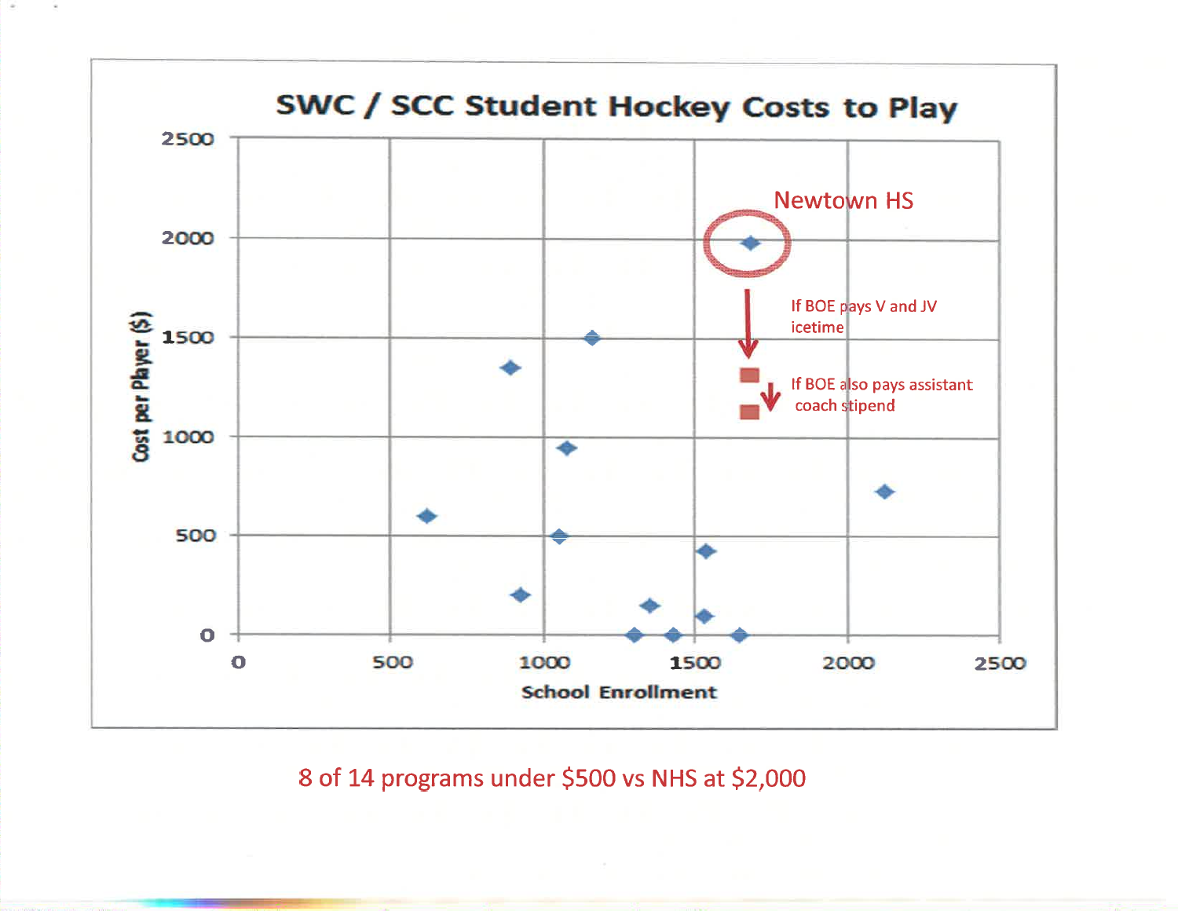SWC / SCC Student Hockey Costs to Play

Cost per Player ($)

2500
2000
1500
1000
500
0

0
500
1000
1500
2000
2500

School Enrollment

Newtown HS

If BOE pays V and JV icetime

If BOE also pays assistant coach stipend

8 of 14 programs under $500 vs NHS at $2,000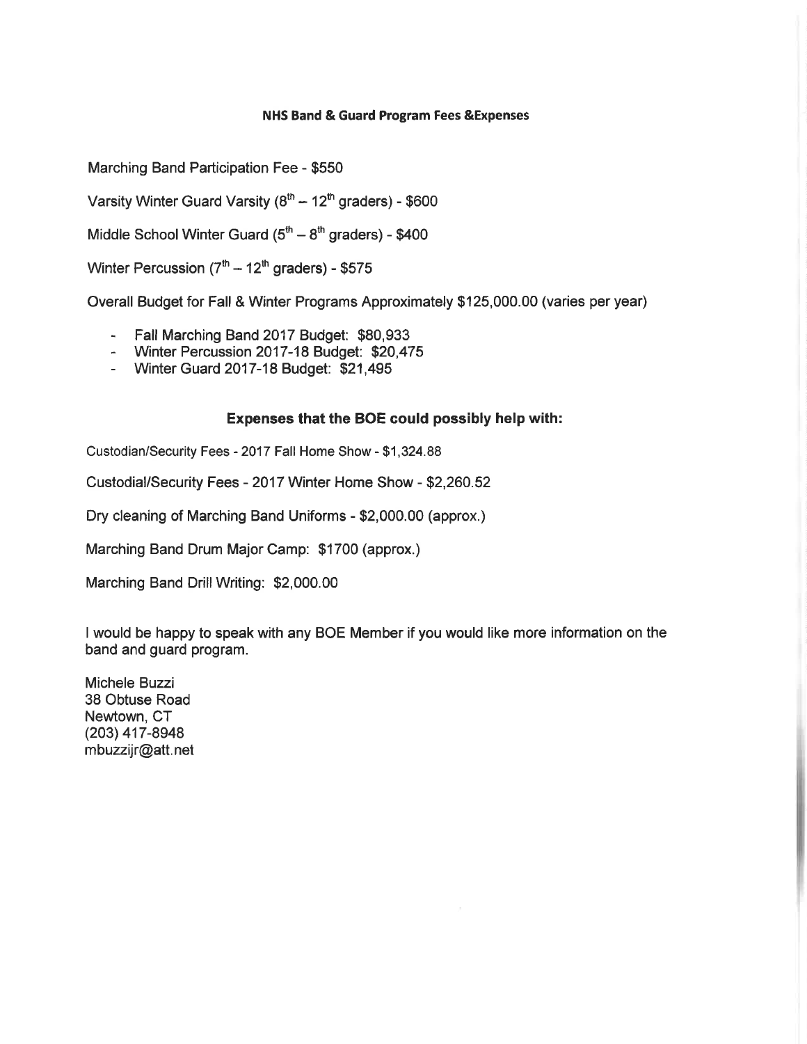### NHS Band & Guard Program Fees &Expenses

Marching Band Participation Fee - $550

Varsity Winter Guard Varsity ($8^{th}$ – $12^{th}$ graders) - $600

Middle School Winter Guard ($5^{th}$ – $8^{th}$ graders) - $400

Winter Percussion ($7^{th}$ – $12^{th}$ graders) - $575

Overall Budget for Fall & Winter Programs Approximately $125,000.00 (varies per year)

- Fall Marching Band 2017 Budget: $80,933
- Winter Percussion 2017-18 Budget: $20,475
- Winter Guard 2017-18 Budget: $21,495

### Expenses that the BOE could possibly help with:

Custodian/Security Fees - 2017 Fall Home Show - $1,324.88

Custodial/Security Fees - 2017 Winter Home Show - $2,260.52

Dry cleaning of Marching Band Uniforms - $2,000.00 (approx.)

Marching Band Drum Major Camp: $1700 (approx.)

Marching Band Drill Writing: $2,000.00

I would be happy to speak with any BOE Member if you would like more information on the band and guard program.

Michele Buzzi
38 Obtuse Road
Newtown, CT
(203) 417-8948
mbuzzijr@att.net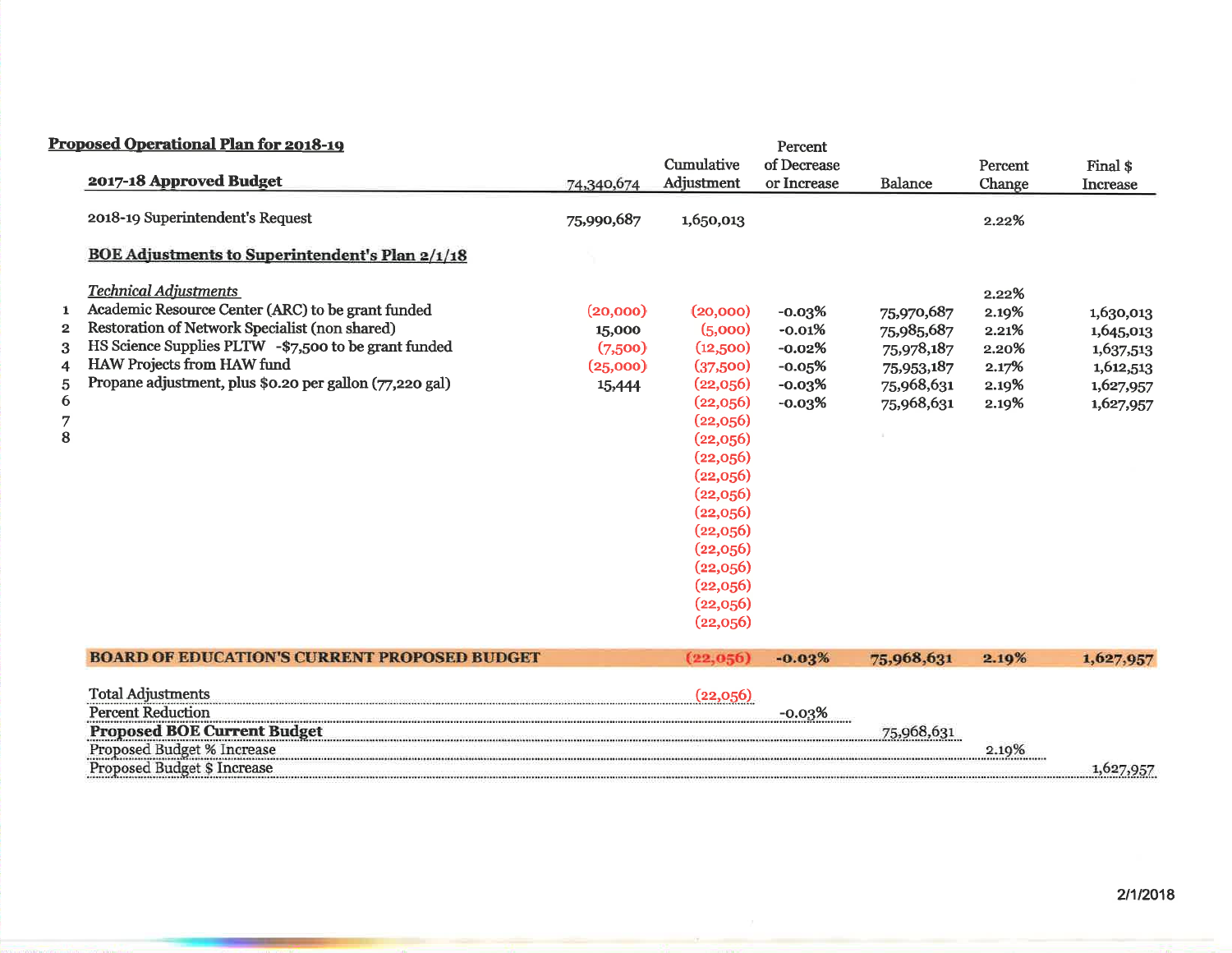## Proposed Operational Plan for 2018-19

| | | | Cumulative Adjustment | Percent of Decrease or Increase | Balance | Percent Change | Final $ Increase |
|---|---|---|---|---|---|---|---|
| | **2017-18 Approved Budget** | 74,340,674 | | | | | |
| | 2018-19 Superintendent's Request | 75,990,687 | 1,650,013 | | | 2.22% | |
| | **BOE Adjustments to Superintendent's Plan 2/1/18** | | | | | | |
| | *Technical Adjustments* | | | | | 2.22% | |
| 1 | Academic Resource Center (ARC) to be grant funded | (20,000) | (20,000) | -0.03% | 75,970,687 | 2.19% | 1,630,013 |
| 2 | Restoration of Network Specialist (non shared) | 15,000 | (5,000) | -0.01% | 75,985,687 | 2.21% | 1,645,013 |
| 3 | HS Science Supplies PLTW -$7,500 to be grant funded | (7,500) | (12,500) | -0.02% | 75,978,187 | 2.20% | 1,637,513 |
| 4 | HAW Projects from HAW fund | (25,000) | (37,500) | -0.05% | 75,953,187 | 2.17% | 1,612,513 |
| 5 | Propane adjustment, plus $0.20 per gallon (77,220 gal) | 15,444 | (22,056) | -0.03% | 75,968,631 | 2.19% | 1,627,957 |
| 6 | | | (22,056) | -0.03% | 75,968,631 | 2.19% | 1,627,957 |
| 7 | | | (22,056) | | | | |
| 8 | | | (22,056) | | | | |
| | | | (22,056) | | | | |
| | | | (22,056) | | | | |
| | | | (22,056) | | | | |
| | | | (22,056) | | | | |
| | | | (22,056) | | | | |
| | | | (22,056) | | | | |
| | | | (22,056) | | | | |
| | | | (22,056) | | | | |
| | | | (22,056) | | | | |
| | | | (22,056) | | | | |
| | **BOARD OF EDUCATION'S CURRENT PROPOSED BUDGET** | | **(22,056)** | **-0.03%** | **75,968,631** | **2.19%** | **1,627,957** |

| | | | | | |
|---|---|---|---|---|---|
| Total Adjustments | (22,056) | | | | |
| Percent Reduction | | -0.03% | | | |
| **Proposed BOE Current Budget** | | | 75,968,631 | | |
| Proposed Budget % Increase | | | | 2.19% | |
| Proposed Budget $ Increase | | | | | 1,627,957 |

2/1/2018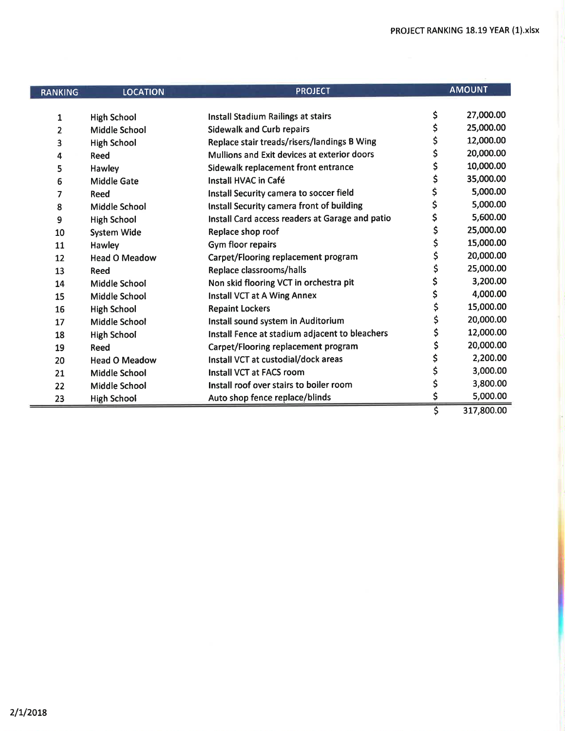PROJECT RANKING 18.19 YEAR (1).xlsx

| RANKING | LOCATION | PROJECT | AMOUNT |
| --- | --- | --- | --- |
| 1 | High School | Install Stadium Railings at stairs | $ 27,000.00 |
| 2 | Middle School | Sidewalk and Curb repairs | $ 25,000.00 |
| 3 | High School | Replace stair treads/risers/landings B Wing | $ 12,000.00 |
| 4 | Reed | Mullions and Exit devices at exterior doors | $ 20,000.00 |
| 5 | Hawley | Sidewalk replacement front entrance | $ 10,000.00 |
| 6 | Middle Gate | Install HVAC in Café | $ 35,000.00 |
| 7 | Reed | Install Security camera to soccer field | $ 5,000.00 |
| 8 | Middle School | Install Security camera front of building | $ 5,000.00 |
| 9 | High School | Install Card access readers at Garage and patio | $ 5,600.00 |
| 10 | System Wide | Replace shop roof | $ 25,000.00 |
| 11 | Hawley | Gym floor repairs | $ 15,000.00 |
| 12 | Head O Meadow | Carpet/Flooring replacement program | $ 20,000.00 |
| 13 | Reed | Replace classrooms/halls | $ 25,000.00 |
| 14 | Middle School | Non skid flooring VCT in orchestra pit | $ 3,200.00 |
| 15 | Middle School | Install VCT at A Wing Annex | $ 4,000.00 |
| 16 | High School | Repaint Lockers | $ 15,000.00 |
| 17 | Middle School | Install sound system in Auditorium | $ 20,000.00 |
| 18 | High School | Install Fence at stadium adjacent to bleachers | $ 12,000.00 |
| 19 | Reed | Carpet/Flooring replacement program | $ 20,000.00 |
| 20 | Head O Meadow | Install VCT at custodial/dock areas | $ 2,200.00 |
| 21 | Middle School | Install VCT at FACS room | $ 3,000.00 |
| 22 | Middle School | Install roof over stairs to boiler room | $ 3,800.00 |
| 23 | High School | Auto shop fence replace/blinds | $ 5,000.00 |
| | | | $ 317,800.00 |

2/1/2018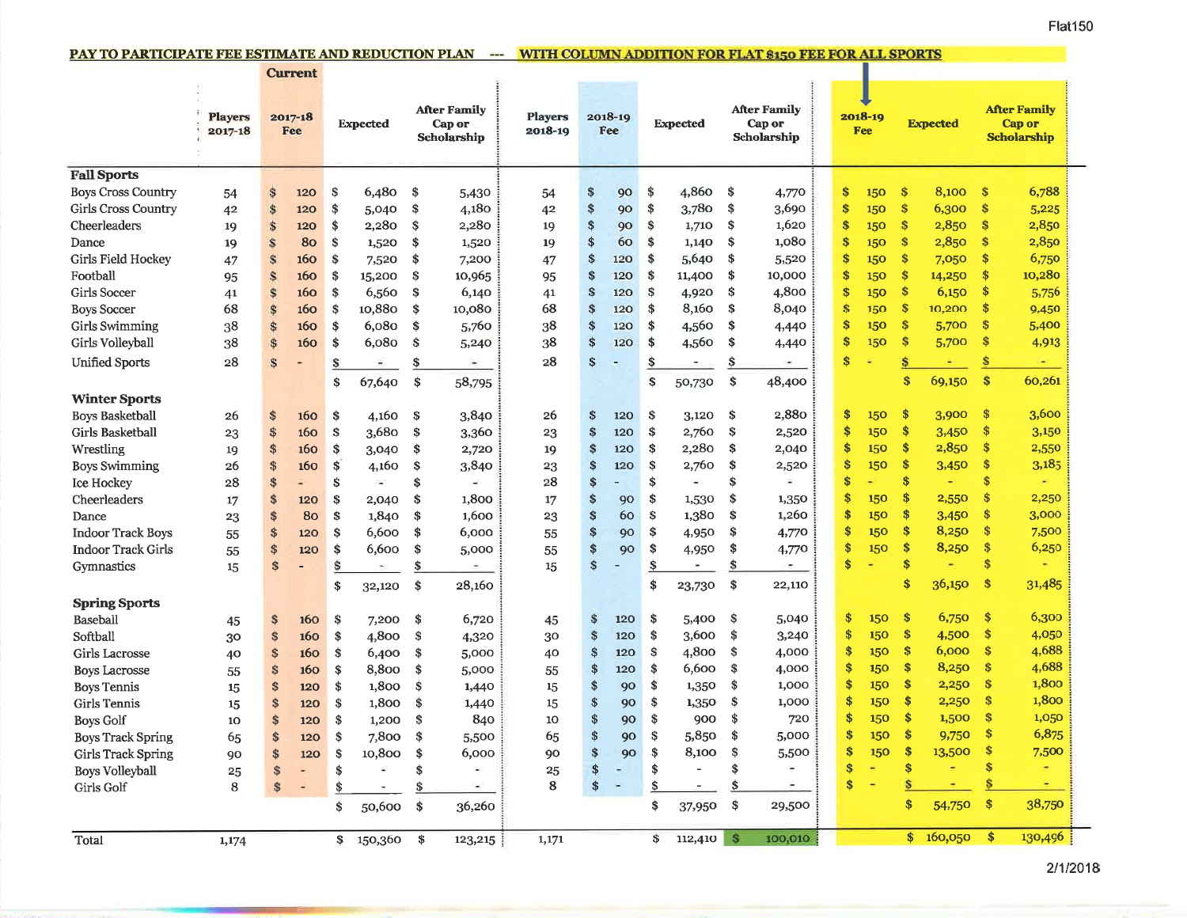Flat150

**PAY TO PARTICIPATE FEE ESTIMATE AND REDUCTION PLAN --- WITH COLUMN ADDITION FOR FLAT $150 FEE FOR ALL SPORTS**

| | Players 2017-18 | Current 2017-18 Fee | Expected | After Family Cap or Scholarship | Players 2018-19 | 2018-19 Fee | Expected | After Family Cap or Scholarship | 2018-19 Fee | Expected | After Family Cap or Scholarship |
|---|---|---|---|---|---|---|---|---|---|---|---|
| **Fall Sports** | | | | | | | | | | | |
| Boys Cross Country | 54 | $ 120 | $ 6,480 | $ 5,430 | 54 | $ 90 | $ 4,860 | $ 4,770 | $ 150 | $ 8,100 | $ 6,788 |
| Girls Cross Country | 42 | $ 120 | $ 5,040 | $ 4,180 | 42 | $ 90 | $ 3,780 | $ 3,690 | $ 150 | $ 6,300 | $ 5,225 |
| Cheerleaders | 19 | $ 120 | $ 2,280 | $ 2,280 | 19 | $ 90 | $ 1,710 | $ 1,620 | $ 150 | $ 2,850 | $ 2,850 |
| Dance | 19 | $ 80 | $ 1,520 | $ 1,520 | 19 | $ 60 | $ 1,140 | $ 1,080 | $ 150 | $ 2,850 | $ 2,850 |
| Girls Field Hockey | 47 | $ 160 | $ 7,520 | $ 7,200 | 47 | $ 120 | $ 5,640 | $ 5,520 | $ 150 | $ 7,050 | $ 6,750 |
| Football | 95 | $ 160 | $ 15,200 | $ 10,965 | 95 | $ 120 | $ 11,400 | $ 10,000 | $ 150 | $ 14,250 | $ 10,280 |
| Girls Soccer | 41 | $ 160 | $ 6,560 | $ 6,140 | 41 | $ 120 | $ 4,920 | $ 4,800 | $ 150 | $ 6,150 | $ 5,756 |
| Boys Soccer | 68 | $ 160 | $ 10,880 | $ 10,080 | 68 | $ 120 | $ 8,160 | $ 8,040 | $ 150 | $ 10,200 | $ 9,450 |
| Girls Swimming | 38 | $ 160 | $ 6,080 | $ 5,760 | 38 | $ 120 | $ 4,560 | $ 4,440 | $ 150 | $ 5,700 | $ 5,400 |
| Girls Volleyball | 38 | $ 160 | $ 6,080 | $ 5,240 | 38 | $ 120 | $ 4,560 | $ 4,440 | $ 150 | $ 5,700 | $ 4,913 |
| Unified Sports | 28 | $ - | $ - | $ - | 28 | $ - | $ - | $ - | $ - | $ - | $ - |
| | | | $ 67,640 | $ 58,795 | | | $ 50,730 | $ 48,400 | | $ 69,150 | $ 60,261 |
| **Winter Sports** | | | | | | | | | | | |
| Boys Basketball | 26 | $ 160 | $ 4,160 | $ 3,840 | 26 | $ 120 | $ 3,120 | $ 2,880 | $ 150 | $ 3,900 | $ 3,600 |
| Girls Basketball | 23 | $ 160 | $ 3,680 | $ 3,360 | 23 | $ 120 | $ 2,760 | $ 2,520 | $ 150 | $ 3,450 | $ 3,150 |
| Wrestling | 19 | $ 160 | $ 3,040 | $ 2,720 | 19 | $ 120 | $ 2,280 | $ 2,040 | $ 150 | $ 2,850 | $ 2,550 |
| Boys Swimming | 26 | $ 160 | $ 4,160 | $ 3,840 | 23 | $ 120 | $ 2,760 | $ 2,520 | $ 150 | $ 3,450 | $ 3,185 |
| Ice Hockey | 28 | $ - | $ - | $ - | 28 | $ - | $ - | $ - | $ - | $ - | $ - |
| Cheerleaders | 17 | $ 120 | $ 2,040 | $ 1,800 | 17 | $ 90 | $ 1,530 | $ 1,350 | $ 150 | $ 2,550 | $ 2,250 |
| Dance | 23 | $ 80 | $ 1,840 | $ 1,600 | 23 | $ 60 | $ 1,380 | $ 1,260 | $ 150 | $ 3,450 | $ 3,000 |
| Indoor Track Boys | 55 | $ 120 | $ 6,600 | $ 6,000 | 55 | $ 90 | $ 4,950 | $ 4,770 | $ 150 | $ 8,250 | $ 7,500 |
| Indoor Track Girls | 55 | $ 120 | $ 6,600 | $ 5,000 | 55 | $ 90 | $ 4,950 | $ 4,770 | $ 150 | $ 8,250 | $ 6,250 |
| Gymnastics | 15 | $ - | $ - | $ - | 15 | $ - | $ - | $ - | $ - | $ - | $ - |
| | | | $ 32,120 | $ 28,160 | | | $ 23,730 | $ 22,110 | | $ 36,150 | $ 31,485 |
| **Spring Sports** | | | | | | | | | | | |
| Baseball | 45 | $ 160 | $ 7,200 | $ 6,720 | 45 | $ 120 | $ 5,400 | $ 5,040 | $ 150 | $ 6,750 | $ 6,300 |
| Softball | 30 | $ 160 | $ 4,800 | $ 4,320 | 30 | $ 120 | $ 3,600 | $ 3,240 | $ 150 | $ 4,500 | $ 4,050 |
| Girls Lacrosse | 40 | $ 160 | $ 6,400 | $ 5,000 | 40 | $ 120 | $ 4,800 | $ 4,000 | $ 150 | $ 6,000 | $ 4,688 |
| Boys Lacrosse | 55 | $ 160 | $ 8,800 | $ 5,000 | 55 | $ 120 | $ 6,600 | $ 4,000 | $ 150 | $ 8,250 | $ 4,688 |
| Boys Tennis | 15 | $ 120 | $ 1,800 | $ 1,440 | 15 | $ 90 | $ 1,350 | $ 1,000 | $ 150 | $ 2,250 | $ 1,800 |
| Girls Tennis | 15 | $ 120 | $ 1,800 | $ 1,440 | 15 | $ 90 | $ 1,350 | $ 1,000 | $ 150 | $ 2,250 | $ 1,800 |
| Boys Golf | 10 | $ 120 | $ 1,200 | $ 840 | 10 | $ 90 | $ 900 | $ 720 | $ 150 | $ 1,500 | $ 1,050 |
| Boys Track Spring | 65 | $ 120 | $ 7,800 | $ 5,500 | 65 | $ 90 | $ 5,850 | $ 5,000 | $ 150 | $ 9,750 | $ 6,875 |
| Girls Track Spring | 90 | $ 120 | $ 10,800 | $ 6,000 | 90 | $ 90 | $ 8,100 | $ 5,500 | $ 150 | $ 13,500 | $ 7,500 |
| Boys Volleyball | 25 | $ - | $ - | $ - | 25 | $ - | $ - | $ - | $ - | $ - | $ - |
| Girls Golf | 8 | $ - | $ - | $ - | 8 | $ - | $ - | $ - | $ - | $ - | $ - |
| | | | $ 50,600 | $ 36,260 | | | $ 37,950 | $ 29,500 | | $ 54,750 | $ 38,750 |
| Total | 1,174 | | $ 150,360 | $ 123,215 | 1,171 | | $ 112,410 | $ 100,010 | | $ 160,050 | $ 130,496 |

2/1/2018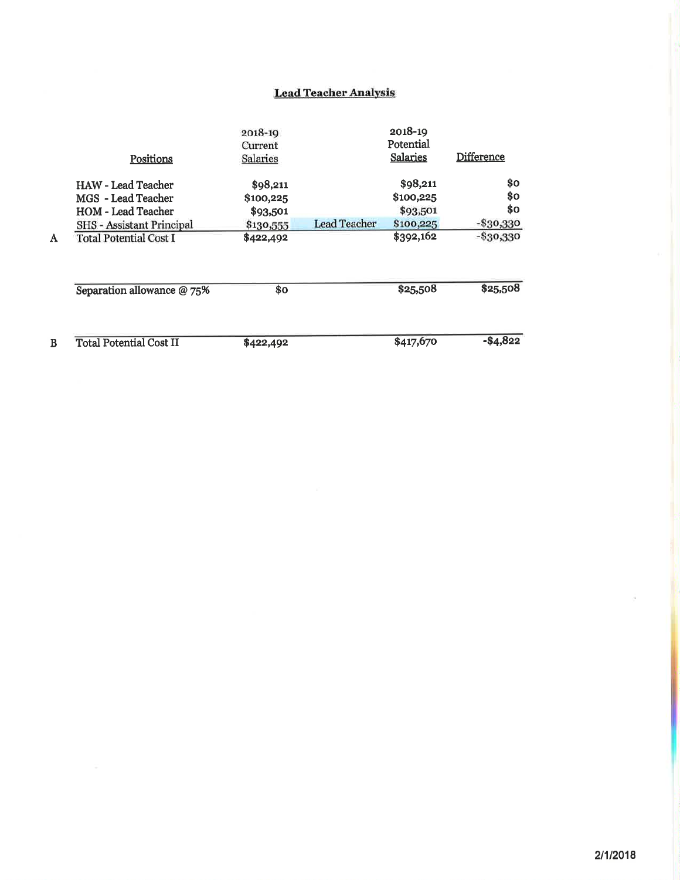## Lead Teacher Analysis

| | Positions | 2018-19 Current Salaries | | 2018-19 Potential Salaries | Difference |
|---|---|---|---|---|---|
| | HAW - Lead Teacher | $98,211 | | $98,211 | $0 |
| | MGS - Lead Teacher | $100,225 | | $100,225 | $0 |
| | HOM - Lead Teacher | $93,501 | | $93,501 | $0 |
| | SHS - Assistant Principal | $130,555 | Lead Teacher | $100,225 | -$30,330 |
| A | Total Potential Cost I | $422,492 | | $392,162 | -$30,330 |
| | Separation allowance @ 75% | $0 | | $25,508 | $25,508 |
| B | Total Potential Cost II | $422,492 | | $417,670 | -$4,822 |

2/1/2018